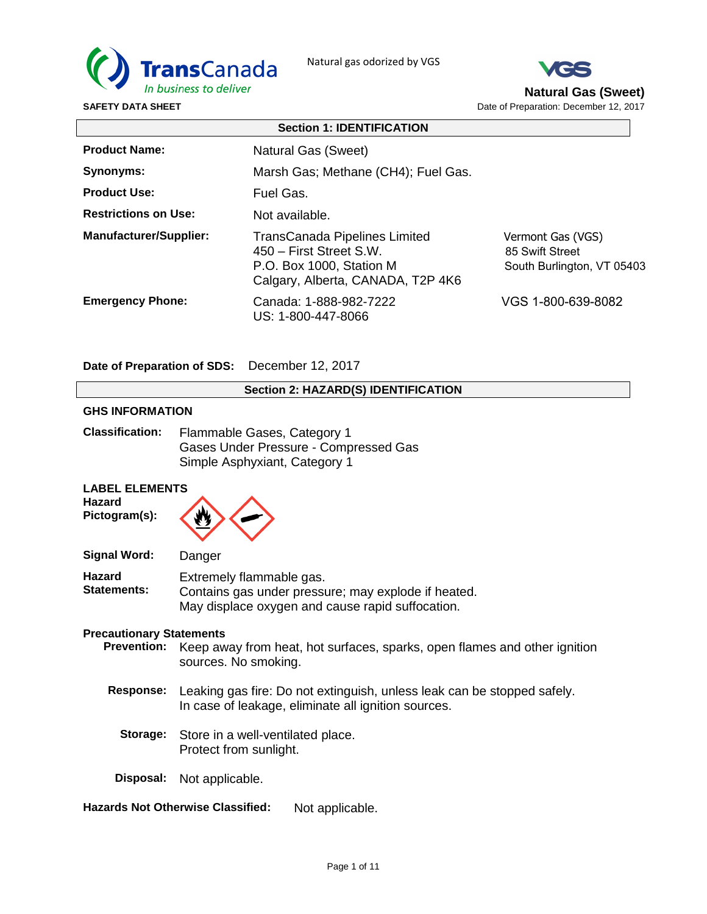TransCanada
*In business to deliver*

Natural gas odorized by VGS

VGS

**SAFETY DATA SHEET**

**Natural Gas (Sweet)**

Date of Preparation: December 12, 2017

## Section 1: IDENTIFICATION

**Product Name:** Natural Gas (Sweet)

**Synonyms:** Marsh Gas; Methane ($CH_4$); Fuel Gas.

**Product Use:** Fuel Gas.

**Restrictions on Use:** Not available.

**Manufacturer/Supplier:**

TransCanada Pipelines Limited
450 – First Street S.W.
P.O. Box 1000, Station M
Calgary, Alberta, CANADA, T2P 4K6

Vermont Gas (VGS)
85 Swift Street
South Burlington, VT 05403

**Emergency Phone:**

Canada: 1-888-982-7222
US: 1-800-447-8066

VGS 1-800-639-8082

**Date of Preparation of SDS:** December 12, 2017

## Section 2: HAZARD(S) IDENTIFICATION

**GHS INFORMATION**

**Classification:**
Flammable Gases, Category 1
Gases Under Pressure - Compressed Gas
Simple Asphyxiant, Category 1

**LABEL ELEMENTS**

**Hazard Pictogram(s):**

**Signal Word:** Danger

**Hazard Statements:**
Extremely flammable gas.
Contains gas under pressure; may explode if heated.
May displace oxygen and cause rapid suffocation.

**Precautionary Statements**

**Prevention:** Keep away from heat, hot surfaces, sparks, open flames and other ignition sources. No smoking.

**Response:** Leaking gas fire: Do not extinguish, unless leak can be stopped safely. In case of leakage, eliminate all ignition sources.

**Storage:** Store in a well-ventilated place. Protect from sunlight.

**Disposal:** Not applicable.

**Hazards Not Otherwise Classified:** Not applicable.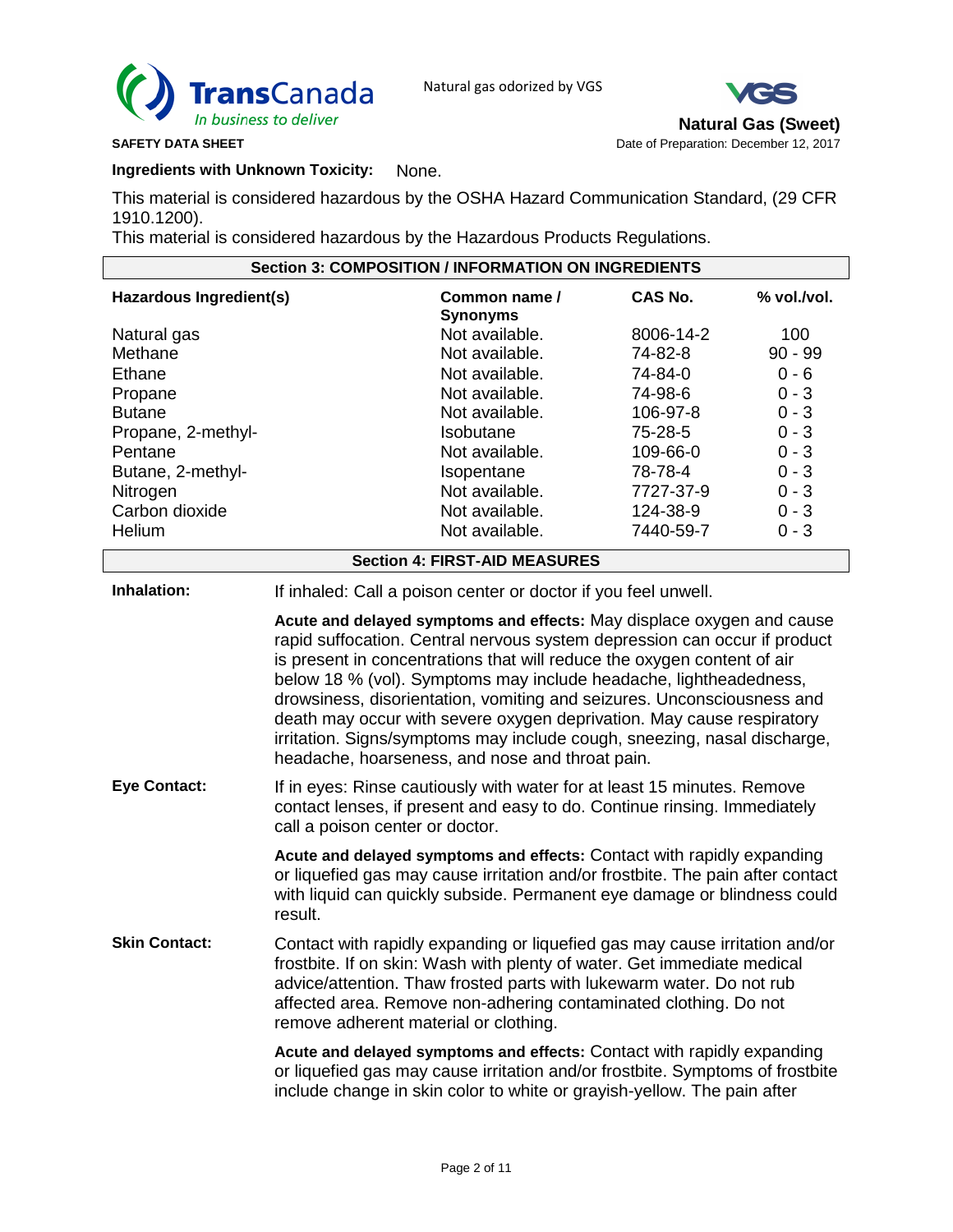**Ingredients with Unknown Toxicity:** None.

This material is considered hazardous by the OSHA Hazard Communication Standard, (29 CFR 1910.1200).

This material is considered hazardous by the Hazardous Products Regulations.

## Section 3: COMPOSITION / INFORMATION ON INGREDIENTS

| Hazardous Ingredient(s) | Common name / Synonyms | CAS No. | % vol./vol. |
|---|---|---|---|
| Natural gas | Not available. | 8006-14-2 | 100 |
| Methane | Not available. | 74-82-8 | 90 - 99 |
| Ethane | Not available. | 74-84-0 | 0 - 6 |
| Propane | Not available. | 74-98-6 | 0 - 3 |
| Butane | Not available. | 106-97-8 | 0 - 3 |
| Propane, 2-methyl- | Isobutane | 75-28-5 | 0 - 3 |
| Pentane | Not available. | 109-66-0 | 0 - 3 |
| Butane, 2-methyl- | Isopentane | 78-78-4 | 0 - 3 |
| Nitrogen | Not available. | 7727-37-9 | 0 - 3 |
| Carbon dioxide | Not available. | 124-38-9 | 0 - 3 |
| Helium | Not available. | 7440-59-7 | 0 - 3 |

## Section 4: FIRST-AID MEASURES

**Inhalation:** If inhaled: Call a poison center or doctor if you feel unwell.

**Acute and delayed symptoms and effects:** May displace oxygen and cause rapid suffocation. Central nervous system depression can occur if product is present in concentrations that will reduce the oxygen content of air below 18 % (vol). Symptoms may include headache, lightheadedness, drowsiness, disorientation, vomiting and seizures. Unconsciousness and death may occur with severe oxygen deprivation. May cause respiratory irritation. Signs/symptoms may include cough, sneezing, nasal discharge, headache, hoarseness, and nose and throat pain.

**Eye Contact:** If in eyes: Rinse cautiously with water for at least 15 minutes. Remove contact lenses, if present and easy to do. Continue rinsing. Immediately call a poison center or doctor.

**Acute and delayed symptoms and effects:** Contact with rapidly expanding or liquefied gas may cause irritation and/or frostbite. The pain after contact with liquid can quickly subside. Permanent eye damage or blindness could result.

**Skin Contact:** Contact with rapidly expanding or liquefied gas may cause irritation and/or frostbite. If on skin: Wash with plenty of water. Get immediate medical advice/attention. Thaw frosted parts with lukewarm water. Do not rub affected area. Remove non-adhering contaminated clothing. Do not remove adherent material or clothing.

**Acute and delayed symptoms and effects:** Contact with rapidly expanding or liquefied gas may cause irritation and/or frostbite. Symptoms of frostbite include change in skin color to white or grayish-yellow. The pain after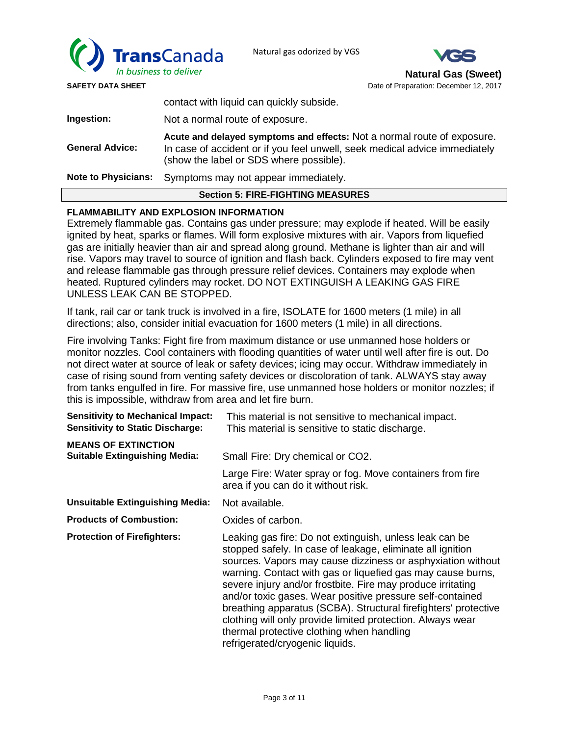| | |
|---|---|
| | contact with liquid can quickly subside. |
| **Ingestion:** | Not a normal route of exposure. |
| **General Advice:** | **Acute and delayed symptoms and effects:** Not a normal route of exposure. In case of accident or if you feel unwell, seek medical advice immediately (show the label or SDS where possible). |
| **Note to Physicians:** | Symptoms may not appear immediately. |

## Section 5: FIRE-FIGHTING MEASURES

**FLAMMABILITY AND EXPLOSION INFORMATION**

Extremely flammable gas. Contains gas under pressure; may explode if heated. Will be easily ignited by heat, sparks or flames. Will form explosive mixtures with air. Vapors from liquefied gas are initially heavier than air and spread along ground. Methane is lighter than air and will rise. Vapors may travel to source of ignition and flash back. Cylinders exposed to fire may vent and release flammable gas through pressure relief devices. Containers may explode when heated. Ruptured cylinders may rocket. DO NOT EXTINGUISH A LEAKING GAS FIRE UNLESS LEAK CAN BE STOPPED.

If tank, rail car or tank truck is involved in a fire, ISOLATE for 1600 meters (1 mile) in all directions; also, consider initial evacuation for 1600 meters (1 mile) in all directions.

Fire involving Tanks: Fight fire from maximum distance or use unmanned hose holders or monitor nozzles. Cool containers with flooding quantities of water until well after fire is out. Do not direct water at source of leak or safety devices; icing may occur. Withdraw immediately in case of rising sound from venting safety devices or discoloration of tank. ALWAYS stay away from tanks engulfed in fire. For massive fire, use unmanned hose holders or monitor nozzles; if this is impossible, withdraw from area and let fire burn.

| | |
|---|---|
| **Sensitivity to Mechanical Impact:** | This material is not sensitive to mechanical impact. |
| **Sensitivity to Static Discharge:** | This material is sensitive to static discharge. |

**MEANS OF EXTINCTION**

| | |
|---|---|
| **Suitable Extinguishing Media:** | Small Fire: Dry chemical or $CO_2$. |
| | Large Fire: Water spray or fog. Move containers from fire area if you can do it without risk. |
| **Unsuitable Extinguishing Media:** | Not available. |
| **Products of Combustion:** | Oxides of carbon. |
| **Protection of Firefighters:** | Leaking gas fire: Do not extinguish, unless leak can be stopped safely. In case of leakage, eliminate all ignition sources. Vapors may cause dizziness or asphyxiation without warning. Contact with gas or liquefied gas may cause burns, severe injury and/or frostbite. Fire may produce irritating and/or toxic gases. Wear positive pressure self-contained breathing apparatus (SCBA). Structural firefighters' protective clothing will only provide limited protection. Always wear thermal protective clothing when handling refrigerated/cryogenic liquids. |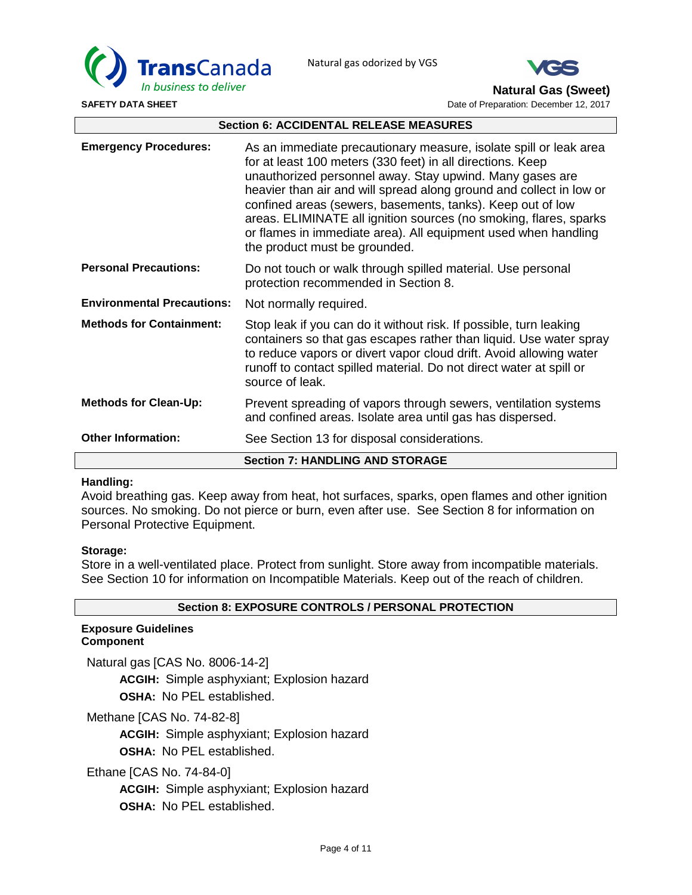## Section 6: ACCIDENTAL RELEASE MEASURES

| | |
|---|---|
| **Emergency Procedures:** | As an immediate precautionary measure, isolate spill or leak area for at least 100 meters (330 feet) in all directions. Keep unauthorized personnel away. Stay upwind. Many gases are heavier than air and will spread along ground and collect in low or confined areas (sewers, basements, tanks). Keep out of low areas. ELIMINATE all ignition sources (no smoking, flares, sparks or flames in immediate area). All equipment used when handling the product must be grounded. |
| **Personal Precautions:** | Do not touch or walk through spilled material. Use personal protection recommended in Section 8. |
| **Environmental Precautions:** | Not normally required. |
| **Methods for Containment:** | Stop leak if you can do it without risk. If possible, turn leaking containers so that gas escapes rather than liquid. Use water spray to reduce vapors or divert vapor cloud drift. Avoid allowing water runoff to contact spilled material. Do not direct water at spill or source of leak. |
| **Methods for Clean-Up:** | Prevent spreading of vapors through sewers, ventilation systems and confined areas. Isolate area until gas has dispersed. |
| **Other Information:** | See Section 13 for disposal considerations. |

## Section 7: HANDLING AND STORAGE

**Handling:**
Avoid breathing gas. Keep away from heat, hot surfaces, sparks, open flames and other ignition sources. No smoking. Do not pierce or burn, even after use. See Section 8 for information on Personal Protective Equipment.

**Storage:**
Store in a well-ventilated place. Protect from sunlight. Store away from incompatible materials. See Section 10 for information on Incompatible Materials. Keep out of the reach of children.

## Section 8: EXPOSURE CONTROLS / PERSONAL PROTECTION

**Exposure Guidelines**
**Component**

Natural gas [CAS No. 8006-14-2]
- **ACGIH:** Simple asphyxiant; Explosion hazard
- **OSHA:** No PEL established.

Methane [CAS No. 74-82-8]
- **ACGIH:** Simple asphyxiant; Explosion hazard
- **OSHA:** No PEL established.

Ethane [CAS No. 74-84-0]
- **ACGIH:** Simple asphyxiant; Explosion hazard
- **OSHA:** No PEL established.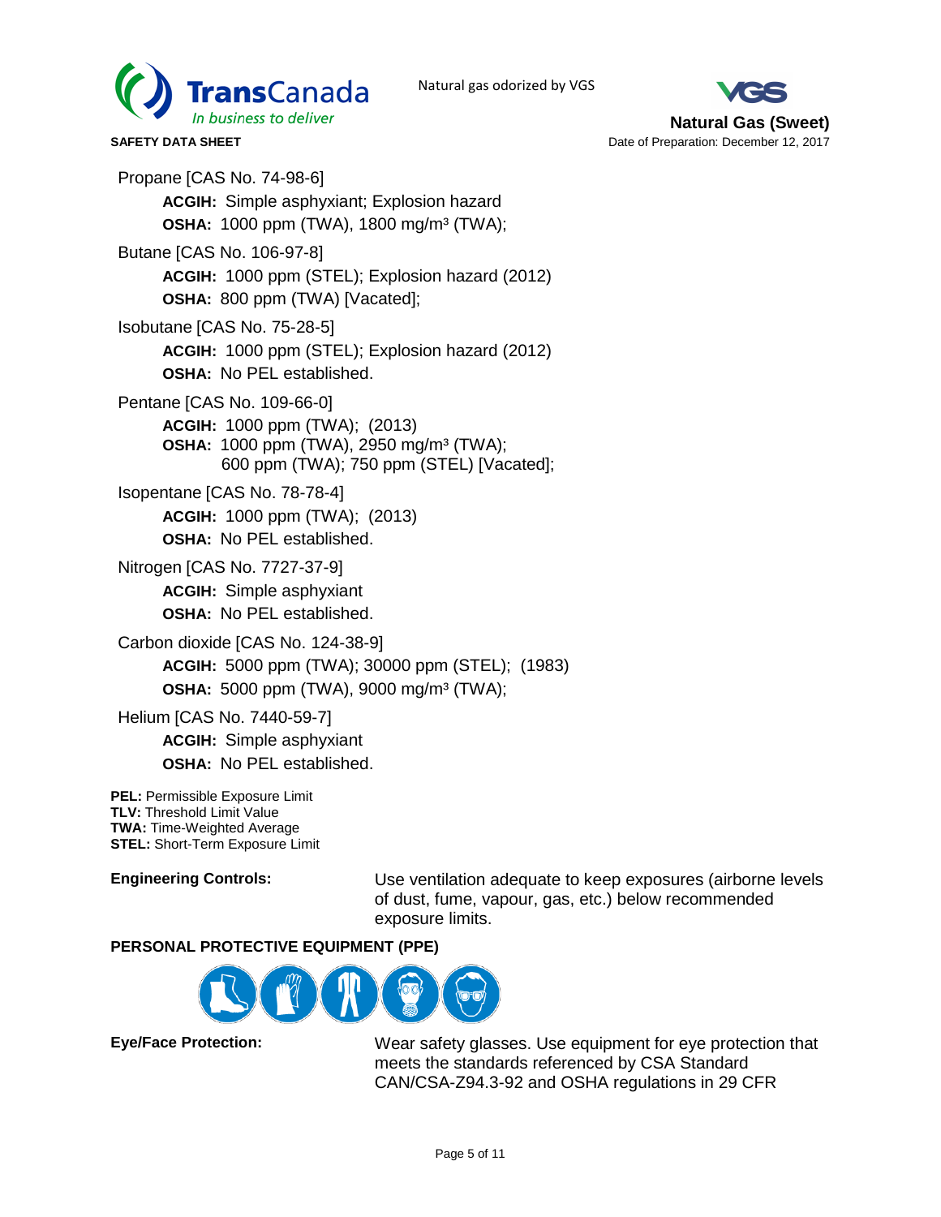Propane [CAS No. 74-98-6]

**ACGIH:** Simple asphyxiant; Explosion hazard
**OSHA:** 1000 ppm (TWA), 1800 mg/m³ (TWA);

Butane [CAS No. 106-97-8]

**ACGIH:** 1000 ppm (STEL); Explosion hazard (2012)
**OSHA:** 800 ppm (TWA) [Vacated];

Isobutane [CAS No. 75-28-5]

**ACGIH:** 1000 ppm (STEL); Explosion hazard (2012)
**OSHA:** No PEL established.

Pentane [CAS No. 109-66-0]

**ACGIH:** 1000 ppm (TWA); (2013)
**OSHA:** 1000 ppm (TWA), 2950 mg/m³ (TWA);
600 ppm (TWA); 750 ppm (STEL) [Vacated];

Isopentane [CAS No. 78-78-4]

**ACGIH:** 1000 ppm (TWA); (2013)
**OSHA:** No PEL established.

Nitrogen [CAS No. 7727-37-9]

**ACGIH:** Simple asphyxiant
**OSHA:** No PEL established.

Carbon dioxide [CAS No. 124-38-9]

**ACGIH:** 5000 ppm (TWA); 30000 ppm (STEL); (1983)
**OSHA:** 5000 ppm (TWA), 9000 mg/m³ (TWA);

Helium [CAS No. 7440-59-7]

**ACGIH:** Simple asphyxiant
**OSHA:** No PEL established.

**PEL:** Permissible Exposure Limit
**TLV:** Threshold Limit Value
**TWA:** Time-Weighted Average
**STEL:** Short-Term Exposure Limit

**Engineering Controls:** Use ventilation adequate to keep exposures (airborne levels of dust, fume, vapour, gas, etc.) below recommended exposure limits.

**PERSONAL PROTECTIVE EQUIPMENT (PPE)**

**Eye/Face Protection:** Wear safety glasses. Use equipment for eye protection that meets the standards referenced by CSA Standard CAN/CSA-Z94.3-92 and OSHA regulations in 29 CFR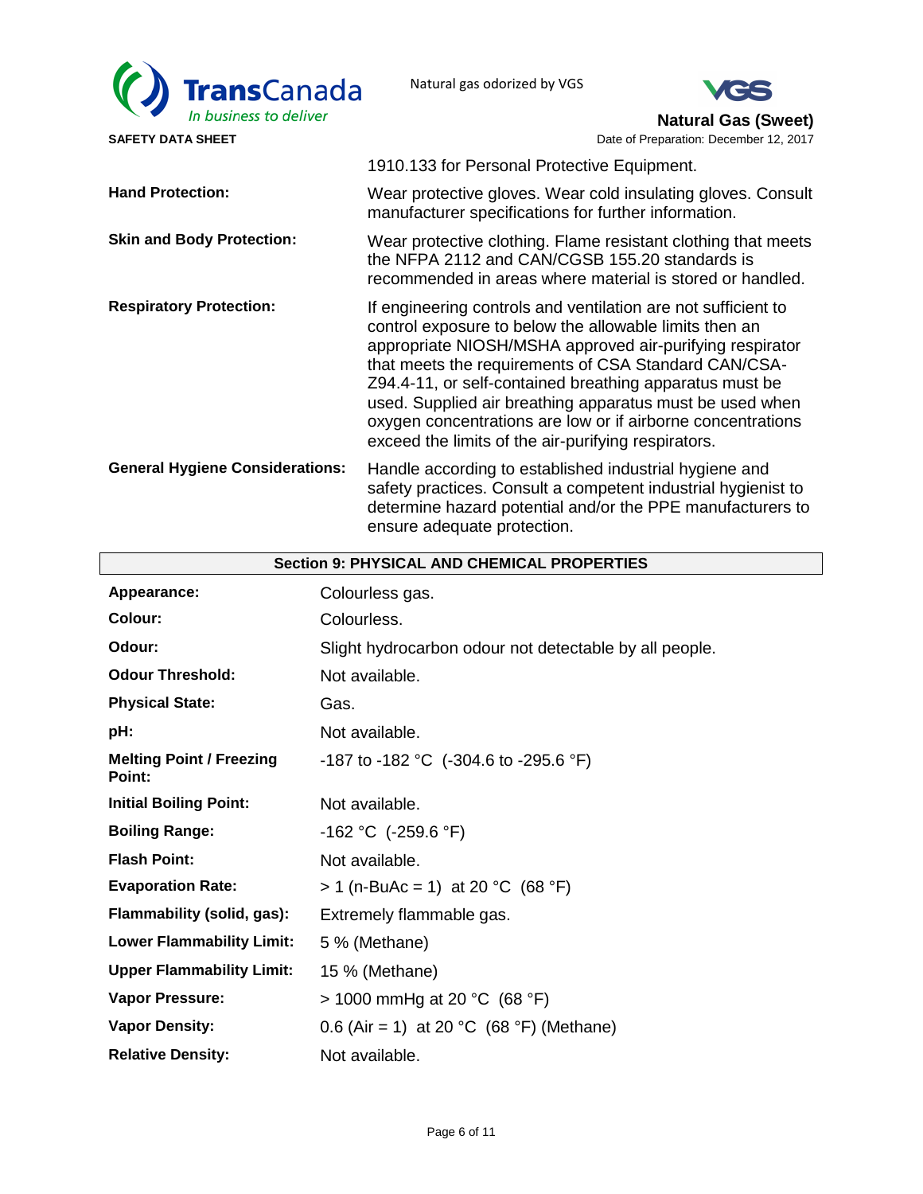1910.133 for Personal Protective Equipment.

**Hand Protection:** Wear protective gloves. Wear cold insulating gloves. Consult manufacturer specifications for further information.

**Skin and Body Protection:** Wear protective clothing. Flame resistant clothing that meets the NFPA 2112 and CAN/CGSB 155.20 standards is recommended in areas where material is stored or handled.

**Respiratory Protection:** If engineering controls and ventilation are not sufficient to control exposure to below the allowable limits then an appropriate NIOSH/MSHA approved air-purifying respirator that meets the requirements of CSA Standard CAN/CSA-Z94.4-11, or self-contained breathing apparatus must be used. Supplied air breathing apparatus must be used when oxygen concentrations are low or if airborne concentrations exceed the limits of the air-purifying respirators.

**General Hygiene Considerations:** Handle according to established industrial hygiene and safety practices. Consult a competent industrial hygienist to determine hazard potential and/or the PPE manufacturers to ensure adequate protection.

## Section 9: PHYSICAL AND CHEMICAL PROPERTIES

| | |
|---|---|
| **Appearance:** | Colourless gas. |
| **Colour:** | Colourless. |
| **Odour:** | Slight hydrocarbon odour not detectable by all people. |
| **Odour Threshold:** | Not available. |
| **Physical State:** | Gas. |
| **pH:** | Not available. |
| **Melting Point / Freezing Point:** | -187 to -182 °C (-304.6 to -295.6 °F) |
| **Initial Boiling Point:** | Not available. |
| **Boiling Range:** | -162 °C (-259.6 °F) |
| **Flash Point:** | Not available. |
| **Evaporation Rate:** | > 1 (n-BuAc = 1) at 20 °C (68 °F) |
| **Flammability (solid, gas):** | Extremely flammable gas. |
| **Lower Flammability Limit:** | 5 % (Methane) |
| **Upper Flammability Limit:** | 15 % (Methane) |
| **Vapor Pressure:** | > 1000 mmHg at 20 °C (68 °F) |
| **Vapor Density:** | 0.6 (Air = 1) at 20 °C (68 °F) (Methane) |
| **Relative Density:** | Not available. |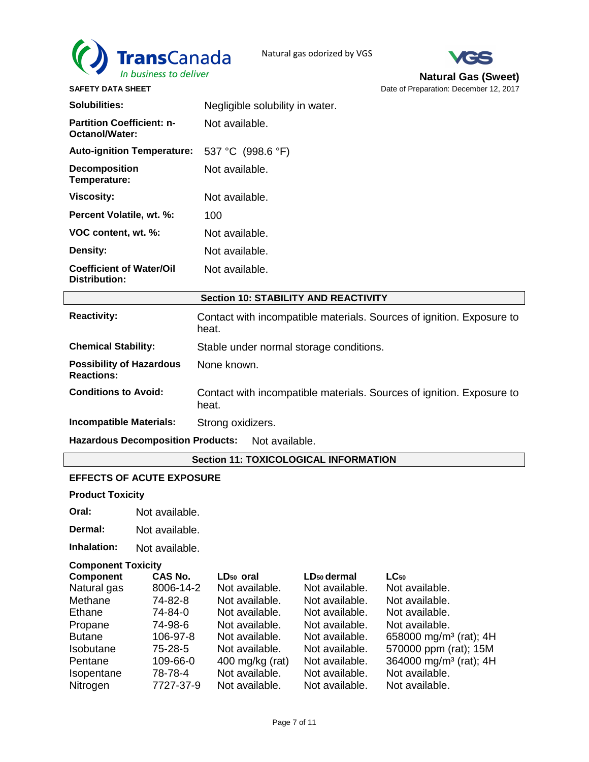| | |
|---|---|
| **Solubilities:** | Negligible solubility in water. |
| **Partition Coefficient: n-Octanol/Water:** | Not available. |
| **Auto-ignition Temperature:** | 537 °C (998.6 °F) |
| **Decomposition Temperature:** | Not available. |
| **Viscosity:** | Not available. |
| **Percent Volatile, wt. %:** | 100 |
| **VOC content, wt. %:** | Not available. |
| **Density:** | Not available. |
| **Coefficient of Water/Oil Distribution:** | Not available. |

## Section 10: STABILITY AND REACTIVITY

| | |
|---|---|
| **Reactivity:** | Contact with incompatible materials. Sources of ignition. Exposure to heat. |
| **Chemical Stability:** | Stable under normal storage conditions. |
| **Possibility of Hazardous Reactions:** | None known. |
| **Conditions to Avoid:** | Contact with incompatible materials. Sources of ignition. Exposure to heat. |
| **Incompatible Materials:** | Strong oxidizers. |

**Hazardous Decomposition Products:** Not available.

## Section 11: TOXICOLOGICAL INFORMATION

**EFFECTS OF ACUTE EXPOSURE**

**Product Toxicity**

**Oral:** Not available.

**Dermal:** Not available.

**Inhalation:** Not available.

**Component Toxicity**

| Component | CAS No. | $LD_{50}$ oral | $LD_{50}$ dermal | $LC_{50}$ |
|---|---|---|---|---|
| Natural gas | 8006-14-2 | Not available. | Not available. | Not available. |
| Methane | 74-82-8 | Not available. | Not available. | Not available. |
| Ethane | 74-84-0 | Not available. | Not available. | Not available. |
| Propane | 74-98-6 | Not available. | Not available. | Not available. |
| Butane | 106-97-8 | Not available. | Not available. | 658000 mg/m³ (rat); 4H |
| Isobutane | 75-28-5 | Not available. | Not available. | 570000 ppm (rat); 15M |
| Pentane | 109-66-0 | 400 mg/kg (rat) | Not available. | 364000 mg/m³ (rat); 4H |
| Isopentane | 78-78-4 | Not available. | Not available. | Not available. |
| Nitrogen | 7727-37-9 | Not available. | Not available. | Not available. |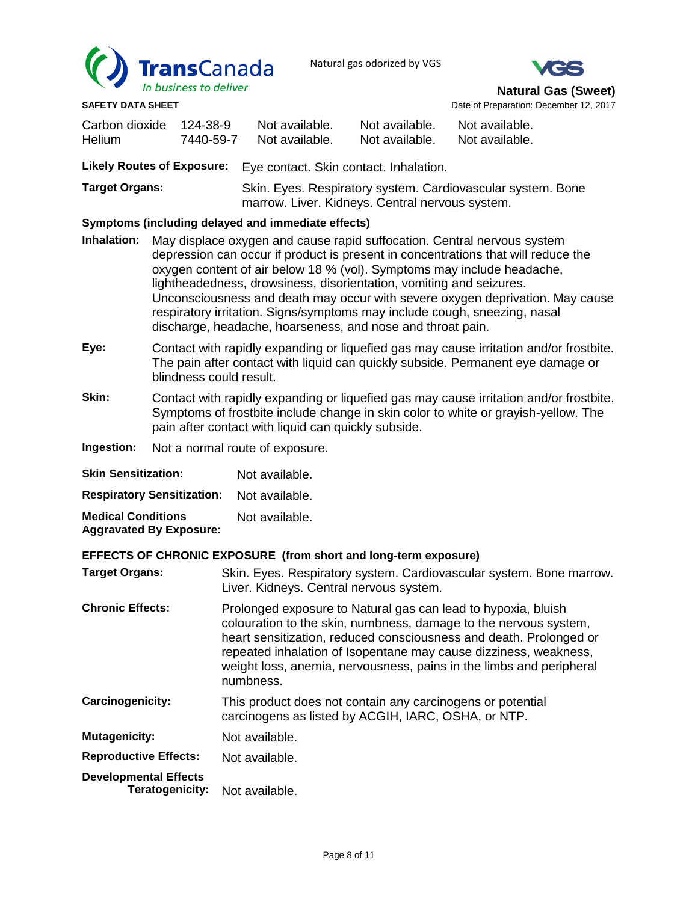| | | | | |
|---|---|---|---|---|
| Carbon dioxide | 124-38-9 | Not available. | Not available. | Not available. |
| Helium | 7440-59-7 | Not available. | Not available. | Not available. |

**Likely Routes of Exposure:** Eye contact. Skin contact. Inhalation.

**Target Organs:** Skin. Eyes. Respiratory system. Cardiovascular system. Bone marrow. Liver. Kidneys. Central nervous system.

**Symptoms (including delayed and immediate effects)**

**Inhalation:** May displace oxygen and cause rapid suffocation. Central nervous system depression can occur if product is present in concentrations that will reduce the oxygen content of air below 18 % (vol). Symptoms may include headache, lightheadedness, drowsiness, disorientation, vomiting and seizures. Unconsciousness and death may occur with severe oxygen deprivation. May cause respiratory irritation. Signs/symptoms may include cough, sneezing, nasal discharge, headache, hoarseness, and nose and throat pain.

**Eye:** Contact with rapidly expanding or liquefied gas may cause irritation and/or frostbite. The pain after contact with liquid can quickly subside. Permanent eye damage or blindness could result.

**Skin:** Contact with rapidly expanding or liquefied gas may cause irritation and/or frostbite. Symptoms of frostbite include change in skin color to white or grayish-yellow. The pain after contact with liquid can quickly subside.

**Ingestion:** Not a normal route of exposure.

**Skin Sensitization:** Not available.

**Respiratory Sensitization:** Not available.

**Medical Conditions Aggravated By Exposure:** Not available.

**EFFECTS OF CHRONIC EXPOSURE (from short and long-term exposure)**

**Target Organs:** Skin. Eyes. Respiratory system. Cardiovascular system. Bone marrow. Liver. Kidneys. Central nervous system.

**Chronic Effects:** Prolonged exposure to Natural gas can lead to hypoxia, bluish colouration to the skin, numbness, damage to the nervous system, heart sensitization, reduced consciousness and death. Prolonged or repeated inhalation of Isopentane may cause dizziness, weakness, weight loss, anemia, nervousness, pains in the limbs and peripheral numbness.

**Carcinogenicity:** This product does not contain any carcinogens or potential carcinogens as listed by ACGIH, IARC, OSHA, or NTP.

**Mutagenicity:** Not available.

**Reproductive Effects:** Not available.

**Developmental Effects Teratogenicity:** Not available.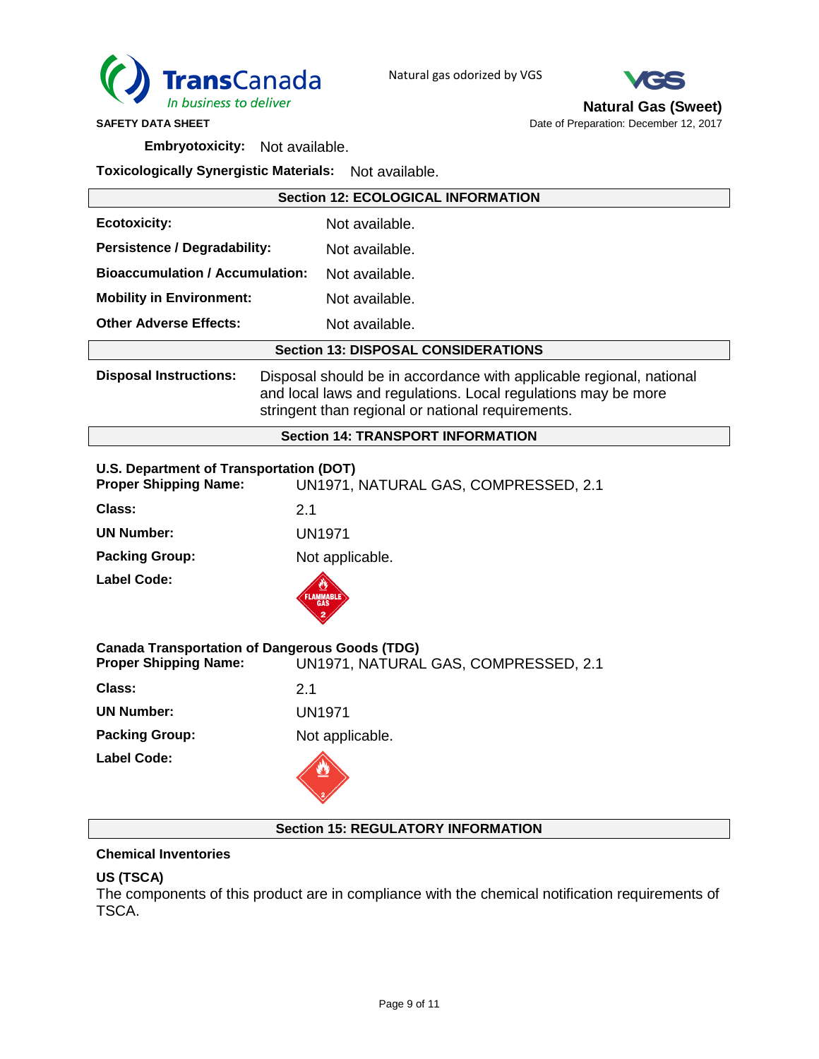**Embryotoxicity:** Not available.

**Toxicologically Synergistic Materials:** Not available.

## Section 12: ECOLOGICAL INFORMATION

**Ecotoxicity:** Not available.

**Persistence / Degradability:** Not available.

**Bioaccumulation / Accumulation:** Not available.

**Mobility in Environment:** Not available.

**Other Adverse Effects:** Not available.

## Section 13: DISPOSAL CONSIDERATIONS

**Disposal Instructions:** Disposal should be in accordance with applicable regional, national and local laws and regulations. Local regulations may be more stringent than regional or national requirements.

## Section 14: TRANSPORT INFORMATION

**U.S. Department of Transportation (DOT)**

**Proper Shipping Name:** UN1971, NATURAL GAS, COMPRESSED, 2.1

**Class:** 2.1

**UN Number:** UN1971

**Packing Group:** Not applicable.

**Label Code:** FLAMMABLE GAS 2

**Canada Transportation of Dangerous Goods (TDG)**

**Proper Shipping Name:** UN1971, NATURAL GAS, COMPRESSED, 2.1

**Class:** 2.1

**UN Number:** UN1971

**Packing Group:** Not applicable.

**Label Code:** 2

## Section 15: REGULATORY INFORMATION

**Chemical Inventories**

**US (TSCA)**

The components of this product are in compliance with the chemical notification requirements of TSCA.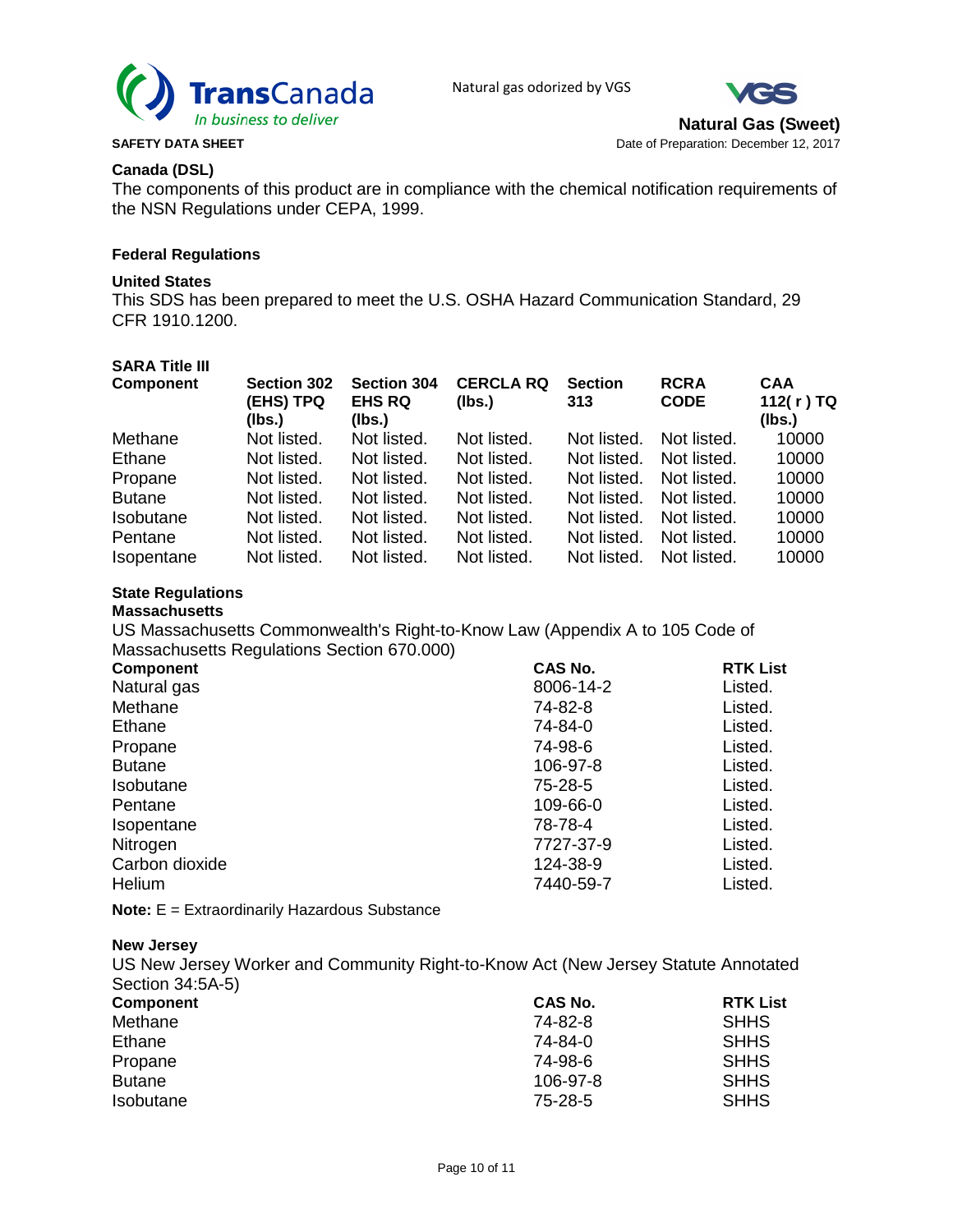**Canada (DSL)**

The components of this product are in compliance with the chemical notification requirements of the NSN Regulations under CEPA, 1999.

**Federal Regulations**

**United States**

This SDS has been prepared to meet the U.S. OSHA Hazard Communication Standard, 29 CFR 1910.1200.

**SARA Title III**

| Component | Section 302 (EHS) TPQ (lbs.) | Section 304 EHS RQ (lbs.) | CERCLA RQ (lbs.) | Section 313 | RCRA CODE | CAA 112( r ) TQ (lbs.) |
|---|---|---|---|---|---|---|
| Methane | Not listed. | Not listed. | Not listed. | Not listed. | Not listed. | 10000 |
| Ethane | Not listed. | Not listed. | Not listed. | Not listed. | Not listed. | 10000 |
| Propane | Not listed. | Not listed. | Not listed. | Not listed. | Not listed. | 10000 |
| Butane | Not listed. | Not listed. | Not listed. | Not listed. | Not listed. | 10000 |
| Isobutane | Not listed. | Not listed. | Not listed. | Not listed. | Not listed. | 10000 |
| Pentane | Not listed. | Not listed. | Not listed. | Not listed. | Not listed. | 10000 |
| Isopentane | Not listed. | Not listed. | Not listed. | Not listed. | Not listed. | 10000 |

**State Regulations**

**Massachusetts**

US Massachusetts Commonwealth's Right-to-Know Law (Appendix A to 105 Code of Massachusetts Regulations Section 670.000)

| Component | CAS No. | RTK List |
|---|---|---|
| Natural gas | 8006-14-2 | Listed. |
| Methane | 74-82-8 | Listed. |
| Ethane | 74-84-0 | Listed. |
| Propane | 74-98-6 | Listed. |
| Butane | 106-97-8 | Listed. |
| Isobutane | 75-28-5 | Listed. |
| Pentane | 109-66-0 | Listed. |
| Isopentane | 78-78-4 | Listed. |
| Nitrogen | 7727-37-9 | Listed. |
| Carbon dioxide | 124-38-9 | Listed. |
| Helium | 7440-59-7 | Listed. |

**Note:** E = Extraordinarily Hazardous Substance

**New Jersey**

US New Jersey Worker and Community Right-to-Know Act (New Jersey Statute Annotated Section 34:5A-5)

| Component | CAS No. | RTK List |
|---|---|---|
| Methane | 74-82-8 | SHHS |
| Ethane | 74-84-0 | SHHS |
| Propane | 74-98-6 | SHHS |
| Butane | 106-97-8 | SHHS |
| Isobutane | 75-28-5 | SHHS |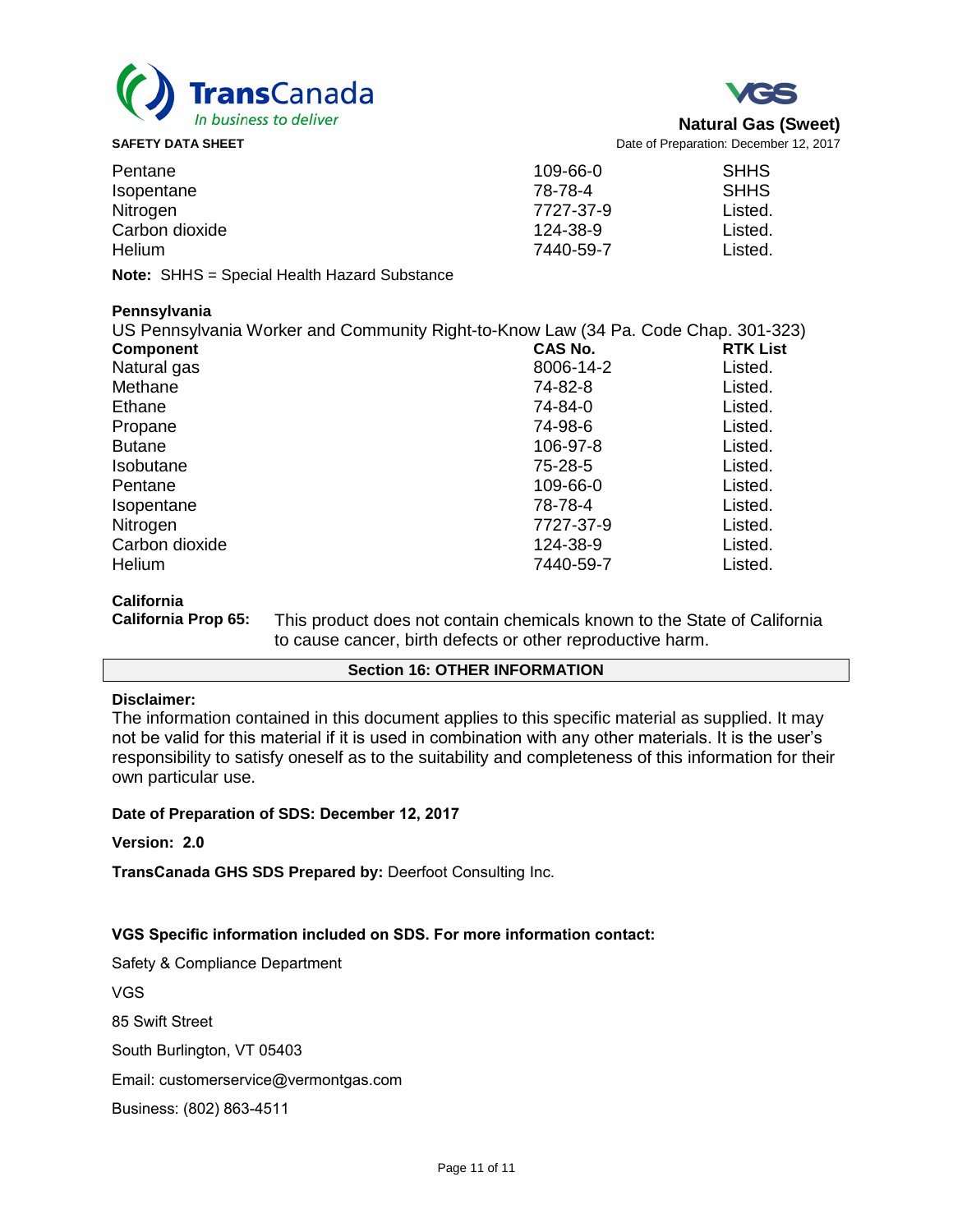| | | |
|---|---|---|
| Pentane | 109-66-0 | SHHS |
| Isopentane | 78-78-4 | SHHS |
| Nitrogen | 7727-37-9 | Listed. |
| Carbon dioxide | 124-38-9 | Listed. |
| Helium | 7440-59-7 | Listed. |

**Note:** SHHS = Special Health Hazard Substance

**Pennsylvania**

US Pennsylvania Worker and Community Right-to-Know Law (34 Pa. Code Chap. 301-323)

| Component | CAS No. | RTK List |
|---|---|---|
| Natural gas | 8006-14-2 | Listed. |
| Methane | 74-82-8 | Listed. |
| Ethane | 74-84-0 | Listed. |
| Propane | 74-98-6 | Listed. |
| Butane | 106-97-8 | Listed. |
| Isobutane | 75-28-5 | Listed. |
| Pentane | 109-66-0 | Listed. |
| Isopentane | 78-78-4 | Listed. |
| Nitrogen | 7727-37-9 | Listed. |
| Carbon dioxide | 124-38-9 | Listed. |
| Helium | 7440-59-7 | Listed. |

**California**

**California Prop 65:** This product does not contain chemicals known to the State of California to cause cancer, birth defects or other reproductive harm.

## Section 16: OTHER INFORMATION

**Disclaimer:**

The information contained in this document applies to this specific material as supplied. It may not be valid for this material if it is used in combination with any other materials. It is the user's responsibility to satisfy oneself as to the suitability and completeness of this information for their own particular use.

**Date of Preparation of SDS: December 12, 2017**

**Version: 2.0**

**TransCanada GHS SDS Prepared by:** Deerfoot Consulting Inc.

**VGS Specific information included on SDS. For more information contact:**

Safety & Compliance Department

VGS

85 Swift Street

South Burlington, VT 05403

Email: customerservice@vermontgas.com

Business: (802) 863-4511